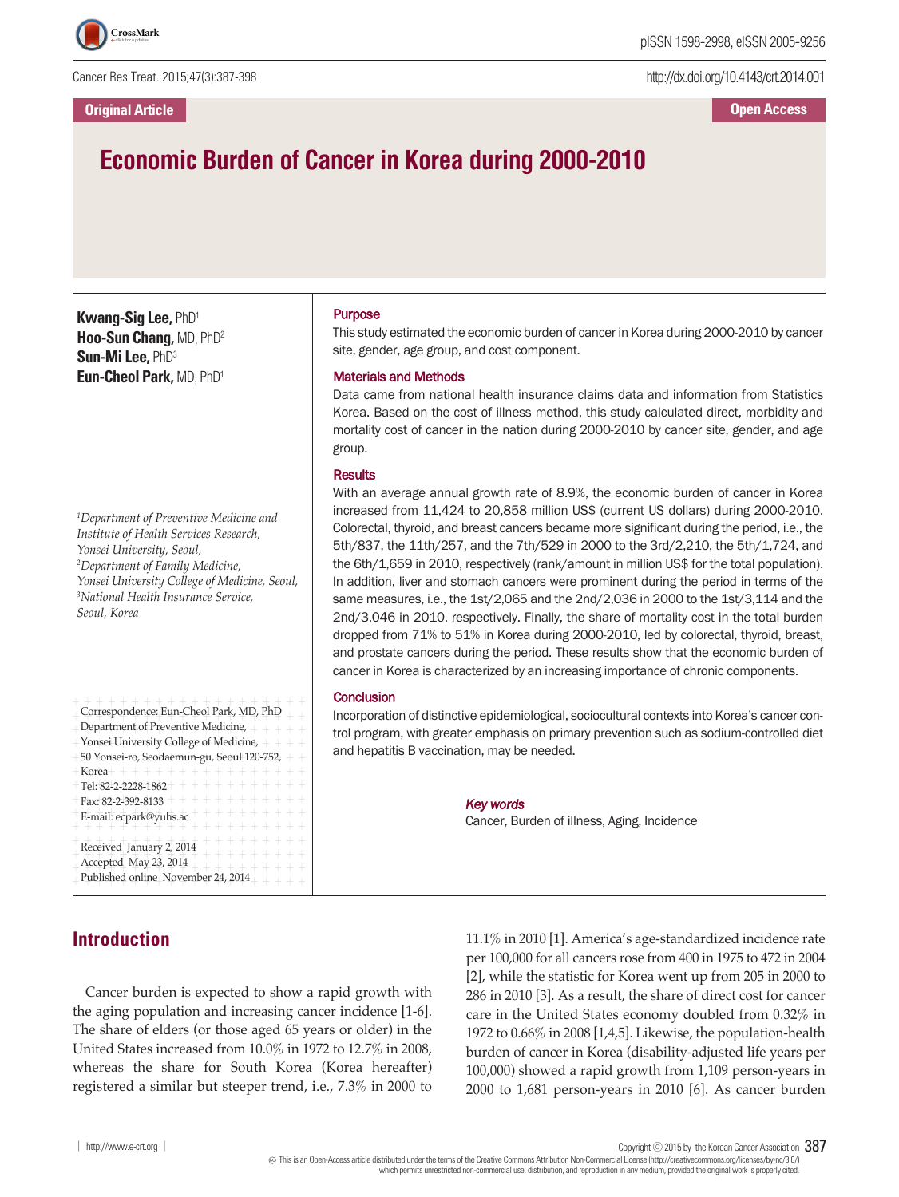Original Article | Open Access

# Economic Burden of Cancer in Korea during 2000-2010

**Kwang-Sig Lee,** PhD[1]
**Hoo-Sun Chang,** MD, PhD[2]
**Sun-Mi Lee,** PhD[3]
**Eun-Cheol Park,** MD, PhD[1]

*[1]Department of Preventive Medicine and Institute of Health Services Research, Yonsei University, Seoul,*
*[2]Department of Family Medicine, Yonsei University College of Medicine, Seoul,*
*[3]National Health Insurance Service, Seoul, Korea*

Correspondence: Eun-Cheol Park, MD, PhD
Department of Preventive Medicine,
Yonsei University College of Medicine,
50 Yonsei-ro, Seodaemun-gun, Seoul 120-752,
Korea
Tel: 82-2-2228-1862
Fax: 82-2-392-8133
E-mail: ecpark@yuhs.ac

Received January 2, 2014
Accepted May 23, 2014
Published online November 24, 2014

### Purpose

This study estimated the economic burden of cancer in Korea during 2000-2010 by cancer site, gender, age group, and cost component.

### Materials and Methods

Data came from national health insurance claims data and information from Statistics Korea. Based on the cost of illness method, this study calculated direct, morbidity and mortality cost of cancer in the nation during 2000-2010 by cancer site, gender, and age group.

### Results

With an average annual growth rate of 8.9%, the economic burden of cancer in Korea increased from 11,424 to 20,858 million US$ (current US dollars) during 2000-2010. Colorectal, thyroid, and breast cancers became more significant during the period, i.e., the 5th/837, the 11th/257, and the 7th/529 in 2000 to the 3rd/2,210, the 5th/1,724, and the 6th/1,659 in 2010, respectively (rank/amount in million US$ for the total population). In addition, liver and stomach cancers were prominent during the period in terms of the same measures, i.e., the 1st/2,065 and the 2nd/2,036 in 2000 to the 1st/3,114 and the 2nd/3,046 in 2010, respectively. Finally, the share of mortality cost in the total burden dropped from 71% to 51% in Korea during 2000-2010, led by colorectal, thyroid, breast, and prostate cancers during the period. These results show that the economic burden of cancer in Korea is characterized by an increasing importance of chronic components.

### Conclusion

Incorporation of distinctive epidemiological, sociocultural contexts into Korea's cancer control program, with greater emphasis on primary prevention such as sodium-controlled diet and hepatitis B vaccination, may be needed.

*Key words*
Cancer, Burden of illness, Aging, Incidence

## Introduction

Cancer burden is expected to show a rapid growth with the aging population and increasing cancer incidence [1-6]. The share of elders (or those aged 65 years or older) in the United States increased from 10.0% in 1972 to 12.7% in 2008, whereas the share for South Korea (Korea hereafter) registered a similar but steeper trend, i.e., 7.3% in 2000 to 11.1% in 2010 [1]. America's age-standardized incidence rate per 100,000 for all cancers rose from 400 in 1975 to 472 in 2004 [2], while the statistic for Korea went up from 205 in 2000 to 286 in 2010 [3]. As a result, the share of direct cost for cancer care in the United States economy doubled from 0.32% in 1972 to 0.66% in 2008 [1,4,5]. Likewise, the population-health burden of cancer in Korea (disability-adjusted life years per 100,000) showed a rapid growth from 1,109 person-years in 2000 to 1,681 person-years in 2010 [6]. As cancer burden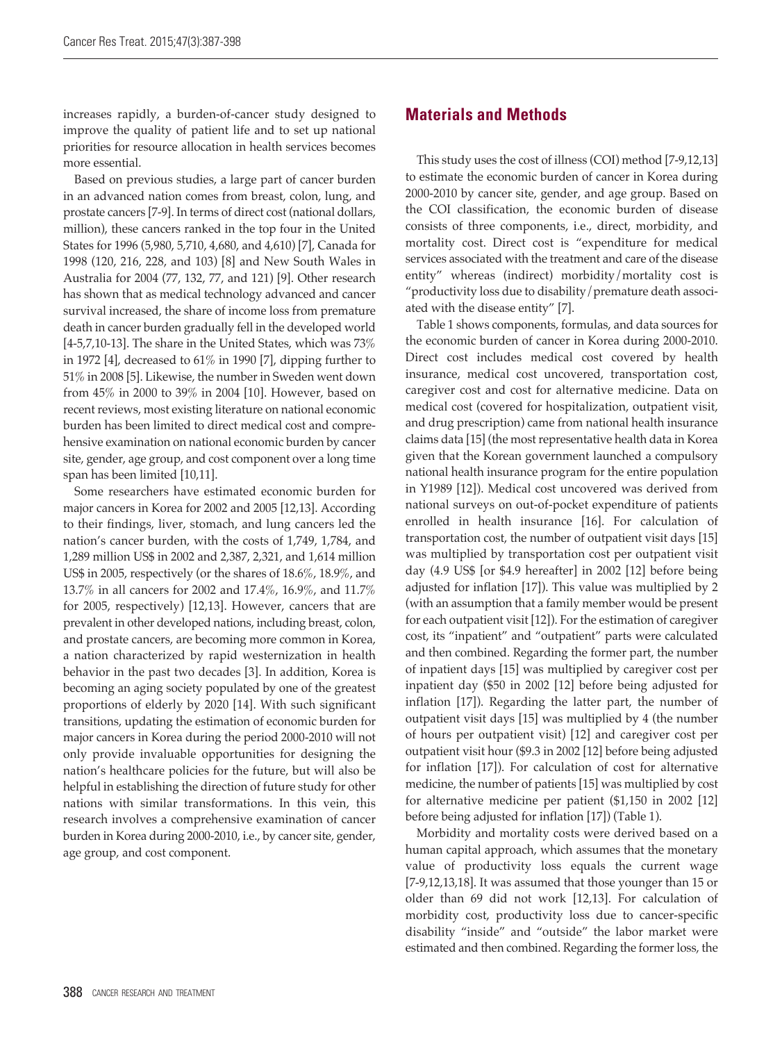increases rapidly, a burden-of-cancer study designed to improve the quality of patient life and to set up national priorities for resource allocation in health services becomes more essential.

Based on previous studies, a large part of cancer burden in an advanced nation comes from breast, colon, lung, and prostate cancers [7-9]. In terms of direct cost (national dollars, million), these cancers ranked in the top four in the United States for 1996 (5,980, 5,710, 4,680, and 4,610) [7], Canada for 1998 (120, 216, 228, and 103) [8] and New South Wales in Australia for 2004 (77, 132, 77, and 121) [9]. Other research has shown that as medical technology advanced and cancer survival increased, the share of income loss from premature death in cancer burden gradually fell in the developed world [4-5,7,10-13]. The share in the United States, which was 73% in 1972 [4], decreased to 61% in 1990 [7], dipping further to 51% in 2008 [5]. Likewise, the number in Sweden went down from 45% in 2000 to 39% in 2004 [10]. However, based on recent reviews, most existing literature on national economic burden has been limited to direct medical cost and comprehensive examination on national economic burden by cancer site, gender, age group, and cost component over a long time span has been limited [10,11].

Some researchers have estimated economic burden for major cancers in Korea for 2002 and 2005 [12,13]. According to their findings, liver, stomach, and lung cancers led the nation's cancer burden, with the costs of 1,749, 1,784, and 1,289 million US$ in 2002 and 2,387, 2,321, and 1,614 million US$ in 2005, respectively (or the shares of 18.6%, 18.9%, and 13.7% in all cancers for 2002 and 17.4%, 16.9%, and 11.7% for 2005, respectively) [12,13]. However, cancers that are prevalent in other developed nations, including breast, colon, and prostate cancers, are becoming more common in Korea, a nation characterized by rapid westernization in health behavior in the past two decades [3]. In addition, Korea is becoming an aging society populated by one of the greatest proportions of elderly by 2020 [14]. With such significant transitions, updating the estimation of economic burden for major cancers in Korea during the period 2000-2010 will not only provide invaluable opportunities for designing the nation's healthcare policies for the future, but will also be helpful in establishing the direction of future study for other nations with similar transformations. In this vein, this research involves a comprehensive examination of cancer burden in Korea during 2000-2010, i.e., by cancer site, gender, age group, and cost component.

## Materials and Methods

This study uses the cost of illness (COI) method [7-9,12,13] to estimate the economic burden of cancer in Korea during 2000-2010 by cancer site, gender, and age group. Based on the COI classification, the economic burden of disease consists of three components, i.e., direct, morbidity, and mortality cost. Direct cost is "expenditure for medical services associated with the treatment and care of the disease entity" whereas (indirect) morbidity/mortality cost is "productivity loss due to disability/premature death associated with the disease entity" [7].

Table 1 shows components, formulas, and data sources for the economic burden of cancer in Korea during 2000-2010. Direct cost includes medical cost covered by health insurance, medical cost uncovered, transportation cost, caregiver cost and cost for alternative medicine. Data on medical cost (covered for hospitalization, outpatient visit, and drug prescription) came from national health insurance claims data [15] (the most representative health data in Korea given that the Korean government launched a compulsory national health insurance program for the entire population in Y1989 [12]). Medical cost uncovered was derived from national surveys on out-of-pocket expenditure of patients enrolled in health insurance [16]. For calculation of transportation cost, the number of outpatient visit days [15] was multiplied by transportation cost per outpatient visit day (4.9 US$ [or $4.9 hereafter] in 2002 [12] before being adjusted for inflation [17]). This value was multiplied by 2 (with an assumption that a family member would be present for each outpatient visit [12]). For the estimation of caregiver cost, its "inpatient" and "outpatient" parts were calculated and then combined. Regarding the former part, the number of inpatient days [15] was multiplied by caregiver cost per inpatient day ($50 in 2002 [12] before being adjusted for inflation [17]). Regarding the latter part, the number of outpatient visit days [15] was multiplied by 4 (the number of hours per outpatient visit) [12] and caregiver cost per outpatient visit hour ($9.3 in 2002 [12] before being adjusted for inflation [17]). For calculation of cost for alternative medicine, the number of patients [15] was multiplied by cost for alternative medicine per patient ($1,150 in 2002 [12] before being adjusted for inflation [17]) (Table 1).

Morbidity and mortality costs were derived based on a human capital approach, which assumes that the monetary value of productivity loss equals the current wage [7-9,12,13,18]. It was assumed that those younger than 15 or older than 69 did not work [12,13]. For calculation of morbidity cost, productivity loss due to cancer-specific disability "inside" and "outside" the labor market were estimated and then combined. Regarding the former loss, the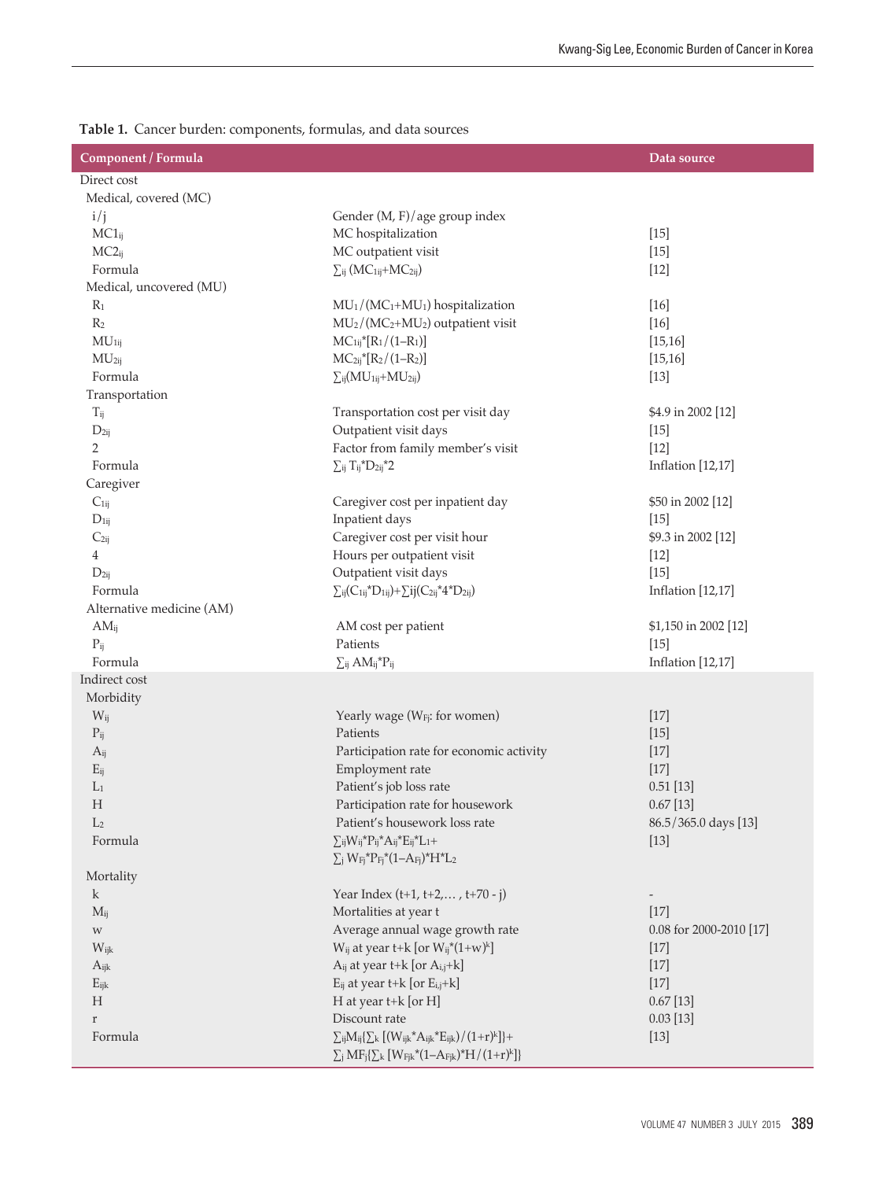**Table 1.** Cancer burden: components, formulas, and data sources

| Component / Formula | | Data source |
|---|---|---|
| Direct cost | | |
| Medical, covered (MC) | | |
| i/j | Gender (M, F)/age group index | |
| $MC1_{ij}$ | MC hospitalization | [15] |
| $MC2_{ij}$ | MC outpatient visit | [15] |
| Formula | $\sum_{ij} (MC_{1ij}+MC_{2ij})$ | [12] |
| Medical, uncovered (MU) | | |
| $R_1$ | $MU_1/(MC_1+MU_1)$ hospitalization | [16] |
| $R_2$ | $MU_2/(MC_2+MU_2)$ outpatient visit | [16] |
| $MU_{1ij}$ | $MC_{1ij}*[R_1/(1–R_1)]$ | [15,16] |
| $MU_{2ij}$ | $MC_{2ij}*[R_2/(1–R_2)]$ | [15,16] |
| Formula | $\sum_{ij}(MU_{1ij}+MU_{2ij})$ | [13] |
| Transportation | | |
| $T_{ij}$ | Transportation cost per visit day | $4.9 in 2002 [12] |
| $D_{2ij}$ | Outpatient visit days | [15] |
| 2 | Factor from family member's visit | [12] |
| Formula | $\sum_{ij} T_{ij}*D_{2ij}*2$ | Inflation [12,17] |
| Caregiver | | |
| $C_{1ij}$ | Caregiver cost per inpatient day | $50 in 2002 [12] |
| $D_{1ij}$ | Inpatient days | [15] |
| $C_{2ij}$ | Caregiver cost per visit hour | $9.3 in 2002 [12] |
| 4 | Hours per outpatient visit | [12] |
| $D_{2ij}$ | Outpatient visit days | [15] |
| Formula | $\sum_{ij}(C_{1ij}*D_{1ij})+\sum_{ij}(C_{2ij}*4*D_{2ij})$ | Inflation [12,17] |
| Alternative medicine (AM) | | |
| $AM_{ij}$ | AM cost per patient | $1,150 in 2002 [12] |
| $P_{ij}$ | Patients | [15] |
| Formula | $\sum_{ij} AM_{ij}*P_{ij}$ | Inflation [12,17] |
| Indirect cost | | |
| Morbidity | | |
| $W_{ij}$ | Yearly wage ($W_{Fj}$: for women) | [17] |
| $P_{ij}$ | Patients | [15] |
| $A_{ij}$ | Participation rate for economic activity | [17] |
| $E_{ij}$ | Employment rate | [17] |
| $L_1$ | Patient's job loss rate | 0.51 [13] |
| H | Participation rate for housework | 0.67 [13] |
| $L_2$ | Patient's housework loss rate | 86.5/365.0 days [13] |
| Formula | $\sum_{ij}W_{ij}*P_{ij}*A_{ij}*E_{ij}*L_1+$ $\sum_j W_{Fj}*P_{Fj}*(1–A_{Fj})*H*L_2$ | [13] |
| Mortality | | |
| k | Year Index (t+1, t+2,… , t+70 - j) | - |
| $M_{ij}$ | Mortalities at year t | [17] |
| w | Average annual wage growth rate | 0.08 for 2000-2010 [17] |
| $W_{ijk}$ | $W_{ij}$ at year t+k [or $W_{ij}*(1+w)^k$] | [17] |
| $A_{ijk}$ | $A_{ij}$ at year t+k [or $A_{i,j+k}$] | [17] |
| $E_{ijk}$ | $E_{ij}$ at year t+k [or $E_{i,j+k}$] | [17] |
| H | H at year t+k [or H] | 0.67 [13] |
| r | Discount rate | 0.03 [13] |
| Formula | $\sum_{ij}M_{ij}\{\sum_k [(W_{ijk}*A_{ijk}*E_{ijk})/(1+r)^k]\}+$ $\sum_j MF_j\{\sum_k [W_{Fjk}*(1–A_{Fjk})*H/(1+r)^k]\}$ | [13] |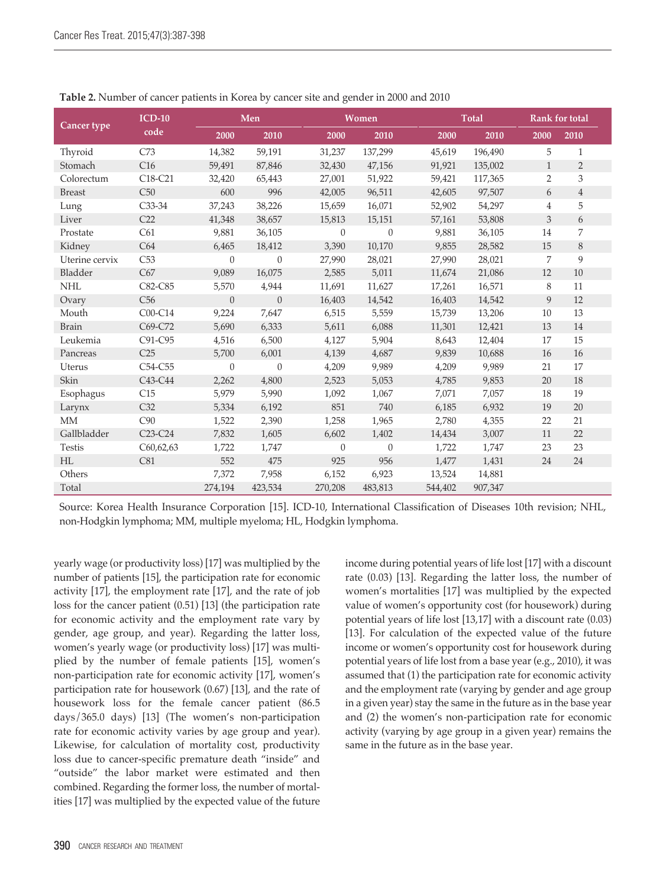**Table 2.** Number of cancer patients in Korea by cancer site and gender in 2000 and 2010

| Cancer type | ICD-10 code | Men | | Women | | Total | | Rank for total | |
|---|---|---|---|---|---|---|---|---|---|
| | | 2000 | 2010 | 2000 | 2010 | 2000 | 2010 | 2000 | 2010 |
| Thyroid | C73 | 14,382 | 59,191 | 31,237 | 137,299 | 45,619 | 196,490 | 5 | 1 |
| Stomach | C16 | 59,491 | 87,846 | 32,430 | 47,156 | 91,921 | 135,002 | 1 | 2 |
| Colorectum | C18-C21 | 32,420 | 65,443 | 27,001 | 51,922 | 59,421 | 117,365 | 2 | 3 |
| Breast | C50 | 600 | 996 | 42,005 | 96,511 | 42,605 | 97,507 | 6 | 4 |
| Lung | C33-34 | 37,243 | 38,226 | 15,659 | 16,071 | 52,902 | 54,297 | 4 | 5 |
| Liver | C22 | 41,348 | 38,657 | 15,813 | 15,151 | 57,161 | 53,808 | 3 | 6 |
| Prostate | C61 | 9,881 | 36,105 | 0 | 0 | 9,881 | 36,105 | 14 | 7 |
| Kidney | C64 | 6,465 | 18,412 | 3,390 | 10,170 | 9,855 | 28,582 | 15 | 8 |
| Uterine cervix | C53 | 0 | 0 | 27,990 | 28,021 | 27,990 | 28,021 | 7 | 9 |
| Bladder | C67 | 9,089 | 16,075 | 2,585 | 5,011 | 11,674 | 21,086 | 12 | 10 |
| NHL | C82-C85 | 5,570 | 4,944 | 11,691 | 11,627 | 17,261 | 16,571 | 8 | 11 |
| Ovary | C56 | 0 | 0 | 16,403 | 14,542 | 16,403 | 14,542 | 9 | 12 |
| Mouth | C00-C14 | 9,224 | 7,647 | 6,515 | 5,559 | 15,739 | 13,206 | 10 | 13 |
| Brain | C69-C72 | 5,690 | 6,333 | 5,611 | 6,088 | 11,301 | 12,421 | 13 | 14 |
| Leukemia | C91-C95 | 4,516 | 6,500 | 4,127 | 5,904 | 8,643 | 12,404 | 17 | 15 |
| Pancreas | C25 | 5,700 | 6,001 | 4,139 | 4,687 | 9,839 | 10,688 | 16 | 16 |
| Uterus | C54-C55 | 0 | 0 | 4,209 | 9,989 | 4,209 | 9,989 | 21 | 17 |
| Skin | C43-C44 | 2,262 | 4,800 | 2,523 | 5,053 | 4,785 | 9,853 | 20 | 18 |
| Esophagus | C15 | 5,979 | 5,990 | 1,092 | 1,067 | 7,071 | 7,057 | 18 | 19 |
| Larynx | C32 | 5,334 | 6,192 | 851 | 740 | 6,185 | 6,932 | 19 | 20 |
| MM | C90 | 1,522 | 2,390 | 1,258 | 1,965 | 2,780 | 4,355 | 22 | 21 |
| Gallbladder | C23-C24 | 7,832 | 1,605 | 6,602 | 1,402 | 14,434 | 3,007 | 11 | 22 |
| Testis | C60,62,63 | 1,722 | 1,747 | 0 | 0 | 1,722 | 1,747 | 23 | 23 |
| HL | C81 | 552 | 475 | 925 | 956 | 1,477 | 1,431 | 24 | 24 |
| Others | | 7,372 | 7,958 | 6,152 | 6,923 | 13,524 | 14,881 | | |
| Total | | 274,194 | 423,534 | 270,208 | 483,813 | 544,402 | 907,347 | | |

Source: Korea Health Insurance Corporation [15]. ICD-10, International Classification of Diseases 10th revision; NHL, non-Hodgkin lymphoma; MM, multiple myeloma; HL, Hodgkin lymphoma.

yearly wage (or productivity loss) [17] was multiplied by the number of patients [15], the participation rate for economic activity [17], the employment rate [17], and the rate of job loss for the cancer patient (0.51) [13] (the participation rate for economic activity and the employment rate vary by gender, age group, and year). Regarding the latter loss, women's yearly wage (or productivity loss) [17] was multiplied by the number of female patients [15], women's non-participation rate for economic activity [17], women's participation rate for housework (0.67) [13], and the rate of housework loss for the female cancer patient (86.5 days/365.0 days) [13] (The women's non-participation rate for economic activity varies by age group and year). Likewise, for calculation of mortality cost, productivity loss due to cancer-specific premature death "inside" and "outside" the labor market were estimated and then combined. Regarding the former loss, the number of mortalities [17] was multiplied by the expected value of the future income during potential years of life lost [17] with a discount rate (0.03) [13]. Regarding the latter loss, the number of women's mortalities [17] was multiplied by the expected value of women's opportunity cost (for housework) during potential years of life lost [13,17] with a discount rate (0.03) [13]. For calculation of the expected value of the future income or women's opportunity cost for housework during potential years of life lost from a base year (e.g., 2010), it was assumed that (1) the participation rate for economic activity and the employment rate (varying by gender and age group in a given year) stay the same in the future as in the base year and (2) the women's non-participation rate for economic activity (varying by age group in a given year) remains the same in the future as in the base year.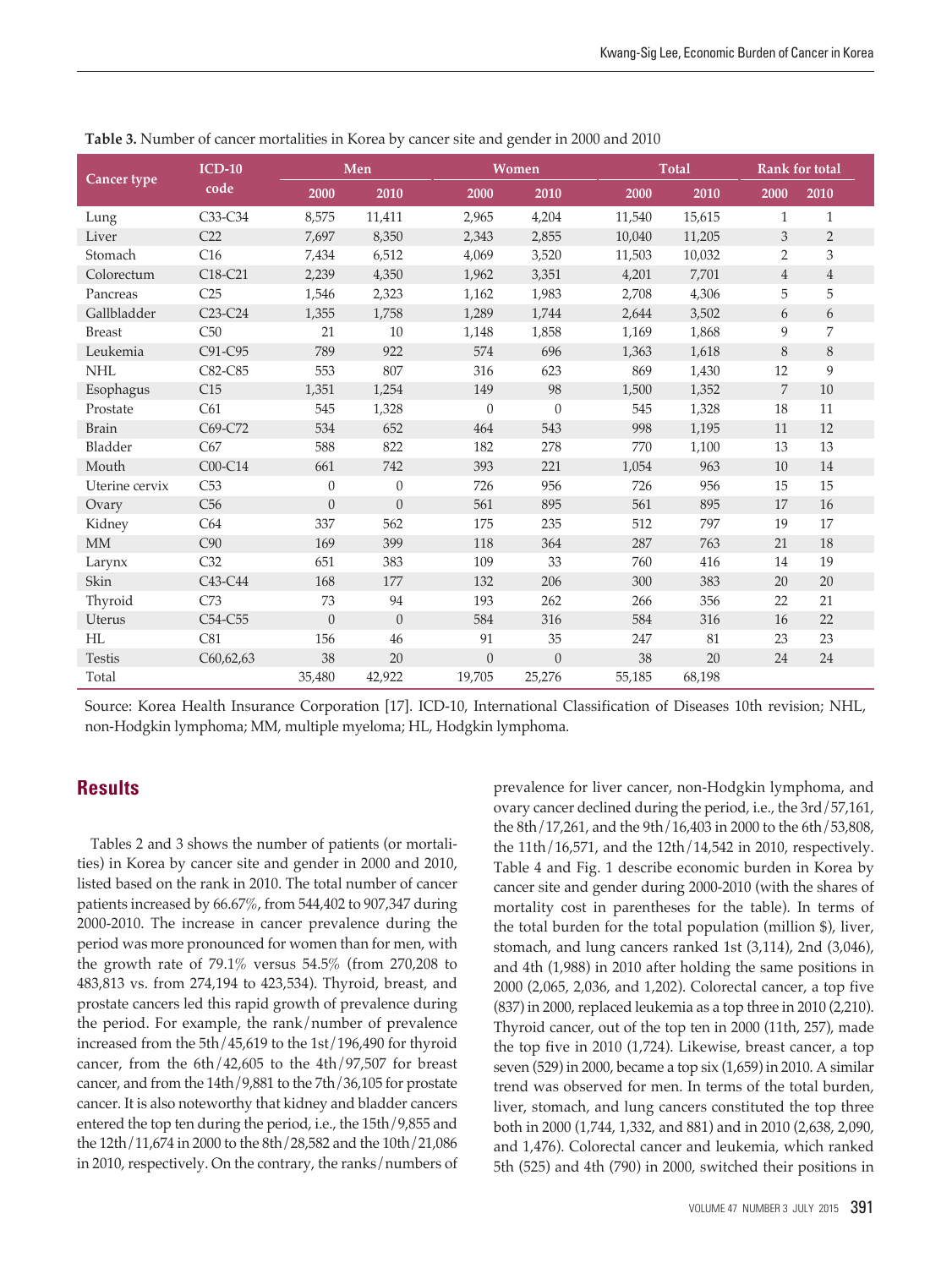**Table 3.** Number of cancer mortalities in Korea by cancer site and gender in 2000 and 2010

| Cancer type | ICD-10 code | Men | | Women | | Total | | Rank for total | |
|---|---|---|---|---|---|---|---|---|---|
| | | 2000 | 2010 | 2000 | 2010 | 2000 | 2010 | 2000 | 2010 |
| Lung | C33-C34 | 8,575 | 11,411 | 2,965 | 4,204 | 11,540 | 15,615 | 1 | 1 |
| Liver | C22 | 7,697 | 8,350 | 2,343 | 2,855 | 10,040 | 11,205 | 3 | 2 |
| Stomach | C16 | 7,434 | 6,512 | 4,069 | 3,520 | 11,503 | 10,032 | 2 | 3 |
| Colorectum | C18-C21 | 2,239 | 4,350 | 1,962 | 3,351 | 4,201 | 7,701 | 4 | 4 |
| Pancreas | C25 | 1,546 | 2,323 | 1,162 | 1,983 | 2,708 | 4,306 | 5 | 5 |
| Gallbladder | C23-C24 | 1,355 | 1,758 | 1,289 | 1,744 | 2,644 | 3,502 | 6 | 6 |
| Breast | C50 | 21 | 10 | 1,148 | 1,858 | 1,169 | 1,868 | 9 | 7 |
| Leukemia | C91-C95 | 789 | 922 | 574 | 696 | 1,363 | 1,618 | 8 | 8 |
| NHL | C82-C85 | 553 | 807 | 316 | 623 | 869 | 1,430 | 12 | 9 |
| Esophagus | C15 | 1,351 | 1,254 | 149 | 98 | 1,500 | 1,352 | 7 | 10 |
| Prostate | C61 | 545 | 1,328 | 0 | 0 | 545 | 1,328 | 18 | 11 |
| Brain | C69-C72 | 534 | 652 | 464 | 543 | 998 | 1,195 | 11 | 12 |
| Bladder | C67 | 588 | 822 | 182 | 278 | 770 | 1,100 | 13 | 13 |
| Mouth | C00-C14 | 661 | 742 | 393 | 221 | 1,054 | 963 | 10 | 14 |
| Uterine cervix | C53 | 0 | 0 | 726 | 956 | 726 | 956 | 15 | 15 |
| Ovary | C56 | 0 | 0 | 561 | 895 | 561 | 895 | 17 | 16 |
| Kidney | C64 | 337 | 562 | 175 | 235 | 512 | 797 | 19 | 17 |
| MM | C90 | 169 | 399 | 118 | 364 | 287 | 763 | 21 | 18 |
| Larynx | C32 | 651 | 383 | 109 | 33 | 760 | 416 | 14 | 19 |
| Skin | C43-C44 | 168 | 177 | 132 | 206 | 300 | 383 | 20 | 20 |
| Thyroid | C73 | 73 | 94 | 193 | 262 | 266 | 356 | 22 | 21 |
| Uterus | C54-C55 | 0 | 0 | 584 | 316 | 584 | 316 | 16 | 22 |
| HL | C81 | 156 | 46 | 91 | 35 | 247 | 81 | 23 | 23 |
| Testis | C60,62,63 | 38 | 20 | 0 | 0 | 38 | 20 | 24 | 24 |
| Total | | 35,480 | 42,922 | 19,705 | 25,276 | 55,185 | 68,198 | | |

Source: Korea Health Insurance Corporation [17]. ICD-10, International Classification of Diseases 10th revision; NHL, non-Hodgkin lymphoma; MM, multiple myeloma; HL, Hodgkin lymphoma.

## Results

Tables 2 and 3 shows the number of patients (or mortalities) in Korea by cancer site and gender in 2000 and 2010, listed based on the rank in 2010. The total number of cancer patients increased by 66.67%, from 544,402 to 907,347 during 2000-2010. The increase in cancer prevalence during the period was more pronounced for women than for men, with the growth rate of 79.1% versus 54.5% (from 270,208 to 483,813 vs. from 274,194 to 423,534). Thyroid, breast, and prostate cancers led this rapid growth of prevalence during the period. For example, the rank/number of prevalence increased from the 5th/45,619 to the 1st/196,490 for thyroid cancer, from the 6th/42,605 to the 4th/97,507 for breast cancer, and from the 14th/9,881 to the 7th/36,105 for prostate cancer. It is also noteworthy that kidney and bladder cancers entered the top ten during the period, i.e., the 15th/9,855 and the 12th/11,674 in 2000 to the 8th/28,582 and the 10th/21,086 in 2010, respectively. On the contrary, the ranks/numbers of prevalence for liver cancer, non-Hodgkin lymphoma, and ovary cancer declined during the period, i.e., the 3rd/57,161, the 8th/17,261, and the 9th/16,403 in 2000 to the 6th/53,808, the 11th/16,571, and the 12th/14,542 in 2010, respectively. Table 4 and Fig. 1 describe economic burden in Korea by cancer site and gender during 2000-2010 (with the shares of mortality cost in parentheses for the table). In terms of the total burden for the total population (million $), liver, stomach, and lung cancers ranked 1st (3,114), 2nd (3,046), and 4th (1,988) in 2010 after holding the same positions in 2000 (2,065, 2,036, and 1,202). Colorectal cancer, a top five (837) in 2000, replaced leukemia as a top three in 2010 (2,210). Thyroid cancer, out of the top ten in 2000 (11th, 257), made the top five in 2010 (1,724). Likewise, breast cancer, a top seven (529) in 2000, became a top six (1,659) in 2010. A similar trend was observed for men. In terms of the total burden, liver, stomach, and lung cancers constituted the top three both in 2000 (1,744, 1,332, and 881) and in 2010 (2,638, 2,090, and 1,476). Colorectal cancer and leukemia, which ranked 5th (525) and 4th (790) in 2000, switched their positions in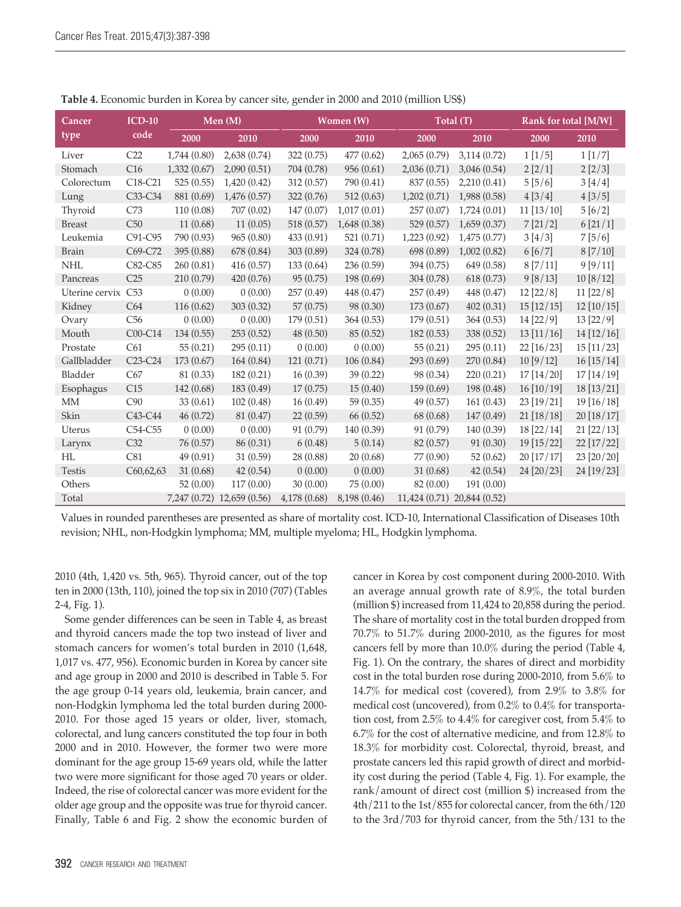**Table 4.** Economic burden in Korea by cancer site, gender in 2000 and 2010 (million US$)

| Cancer type | ICD-10 code | Men (M) | | Women (W) | | Total (T) | | Rank for total [M/W] | |
|---|---|---|---|---|---|---|---|---|---|
| | | 2000 | 2010 | 2000 | 2010 | 2000 | 2010 | 2000 | 2010 |
| Liver | C22 | 1,744 (0.80) | 2,638 (0.74) | 322 (0.75) | 477 (0.62) | 2,065 (0.79) | 3,114 (0.72) | 1 [1/5] | 1 [1/7] |
| Stomach | C16 | 1,332 (0.67) | 2,090 (0.51) | 704 (0.78) | 956 (0.61) | 2,036 (0.71) | 3,046 (0.54) | 2 [2/1] | 2 [2/3] |
| Colorectum | C18-C21 | 525 (0.55) | 1,420 (0.42) | 312 (0.57) | 790 (0.41) | 837 (0.55) | 2,210 (0.41) | 5 [5/6] | 3 [4/4] |
| Lung | C33-C34 | 881 (0.69) | 1,476 (0.57) | 322 (0.76) | 512 (0.63) | 1,202 (0.71) | 1,988 (0.58) | 4 [3/4] | 4 [3/5] |
| Thyroid | C73 | 110 (0.08) | 707 (0.02) | 147 (0.07) | 1,017 (0.01) | 257 (0.07) | 1,724 (0.01) | 11 [13/10] | 5 [6/2] |
| Breast | C50 | 11 (0.68) | 11 (0.05) | 518 (0.57) | 1,648 (0.38) | 529 (0.57) | 1,659 (0.37) | 7 [21/2] | 6 [21/1] |
| Leukemia | C91-C95 | 790 (0.93) | 965 (0.80) | 433 (0.91) | 521 (0.71) | 1,223 (0.92) | 1,475 (0.77) | 3 [4/3] | 7 [5/6] |
| Brain | C69-C72 | 395 (0.88) | 678 (0.84) | 303 (0.89) | 324 (0.78) | 698 (0.89) | 1,002 (0.82) | 6 [6/7] | 8 [7/10] |
| NHL | C82-C85 | 260 (0.81) | 416 (0.57) | 133 (0.64) | 236 (0.59) | 394 (0.75) | 649 (0.58) | 8 [7/11] | 9 [9/11] |
| Pancreas | C25 | 210 (0.79) | 420 (0.76) | 95 (0.75) | 198 (0.69) | 304 (0.78) | 618 (0.73) | 9 [8/13] | 10 [8/12] |
| Uterine cervix | C53 | 0 (0.00) | 0 (0.00) | 257 (0.49) | 448 (0.47) | 257 (0.49) | 448 (0.47) | 12 [22/8] | 11 [22/8] |
| Kidney | C64 | 116 (0.62) | 303 (0.32) | 57 (0.75) | 98 (0.30) | 173 (0.67) | 402 (0.31) | 15 [12/15] | 12 [10/15] |
| Ovary | C56 | 0 (0.00) | 0 (0.00) | 179 (0.51) | 364 (0.53) | 179 (0.51) | 364 (0.53) | 14 [22/9] | 13 [22/9] |
| Mouth | C00-C14 | 134 (0.55) | 253 (0.52) | 48 (0.50) | 85 (0.52) | 182 (0.53) | 338 (0.52) | 13 [11/16] | 14 [12/16] |
| Prostate | C61 | 55 (0.21) | 295 (0.11) | 0 (0.00) | 0 (0.00) | 55 (0.21) | 295 (0.11) | 22 [16/23] | 15 [11/23] |
| Gallbladder | C23-C24 | 173 (0.67) | 164 (0.84) | 121 (0.71) | 106 (0.84) | 293 (0.69) | 270 (0.84) | 10 [9/12] | 16 [15/14] |
| Bladder | C67 | 81 (0.33) | 182 (0.21) | 16 (0.39) | 39 (0.22) | 98 (0.34) | 220 (0.21) | 17 [14/20] | 17 [14/19] |
| Esophagus | C15 | 142 (0.68) | 183 (0.49) | 17 (0.75) | 15 (0.40) | 159 (0.69) | 198 (0.48) | 16 [10/19] | 18 [13/21] |
| MM | C90 | 33 (0.61) | 102 (0.48) | 16 (0.49) | 59 (0.35) | 49 (0.57) | 161 (0.43) | 23 [19/21] | 19 [16/18] |
| Skin | C43-C44 | 46 (0.72) | 81 (0.47) | 22 (0.59) | 66 (0.52) | 68 (0.68) | 147 (0.49) | 21 [18/18] | 20 [18/17] |
| Uterus | C54-C55 | 0 (0.00) | 0 (0.00) | 91 (0.79) | 140 (0.39) | 91 (0.79) | 140 (0.39) | 18 [22/14] | 21 [22/13] |
| Larynx | C32 | 76 (0.57) | 86 (0.31) | 6 (0.48) | 5 (0.14) | 82 (0.57) | 91 (0.30) | 19 [15/22] | 22 [17/22] |
| HL | C81 | 49 (0.91) | 31 (0.59) | 28 (0.88) | 20 (0.68) | 77 (0.90) | 52 (0.62) | 20 [17/17] | 23 [20/20] |
| Testis | C60,62,63 | 31 (0.68) | 42 (0.54) | 0 (0.00) | 0 (0.00) | 31 (0.68) | 42 (0.54) | 24 [20/23] | 24 [19/23] |
| Others | | 52 (0.00) | 117 (0.00) | 30 (0.00) | 75 (0.00) | 82 (0.00) | 191 (0.00) | | |
| Total | | 7,247 (0.72) | 12,659 (0.56) | 4,178 (0.68) | 8,198 (0.46) | 11,424 (0.71) | 20,844 (0.52) | | |

Values in rounded parentheses are presented as share of mortality cost. ICD-10, International Classification of Diseases 10th revision; NHL, non-Hodgkin lymphoma; MM, multiple myeloma; HL, Hodgkin lymphoma.

2010 (4th, 1,420 vs. 5th, 965). Thyroid cancer, out of the top ten in 2000 (13th, 110), joined the top six in 2010 (707) (Tables 2-4, Fig. 1).

Some gender differences can be seen in Table 4, as breast and thyroid cancers made the top two instead of liver and stomach cancers for women's total burden in 2010 (1,648, 1,017 vs. 477, 956). Economic burden in Korea by cancer site and age group in 2000 and 2010 is described in Table 5. For the age group 0-14 years old, leukemia, brain cancer, and non-Hodgkin lymphoma led the total burden during 2000-2010. For those aged 15 years or older, liver, stomach, colorectal, and lung cancers constituted the top four in both 2000 and in 2010. However, the former two were more dominant for the age group 15-69 years old, while the latter two were more significant for those aged 70 years or older. Indeed, the rise of colorectal cancer was more evident for the older age group and the opposite was true for thyroid cancer. Finally, Table 6 and Fig. 2 show the economic burden of cancer in Korea by cost component during 2000-2010. With an average annual growth rate of 8.9%, the total burden (million $) increased from 11,424 to 20,858 during the period. The share of mortality cost in the total burden dropped from 70.7% to 51.7% during 2000-2010, as the figures for most cancers fell by more than 10.0% during the period (Table 4, Fig. 1). On the contrary, the shares of direct and morbidity cost in the total burden rose during 2000-2010, from 5.6% to 14.7% for medical cost (covered), from 2.9% to 3.8% for medical cost (uncovered), from 0.2% to 0.4% for transportation cost, from 2.5% to 4.4% for caregiver cost, from 5.4% to 6.7% for the cost of alternative medicine, and from 12.8% to 18.3% for morbidity cost. Colorectal, thyroid, breast, and prostate cancers led this rapid growth of direct and morbidity cost during the period (Table 4, Fig. 1). For example, the rank/amount of direct cost (million $) increased from the 4th/211 to the 1st/855 for colorectal cancer, from the 6th/120 to the 3rd/703 for thyroid cancer, from the 5th/131 to the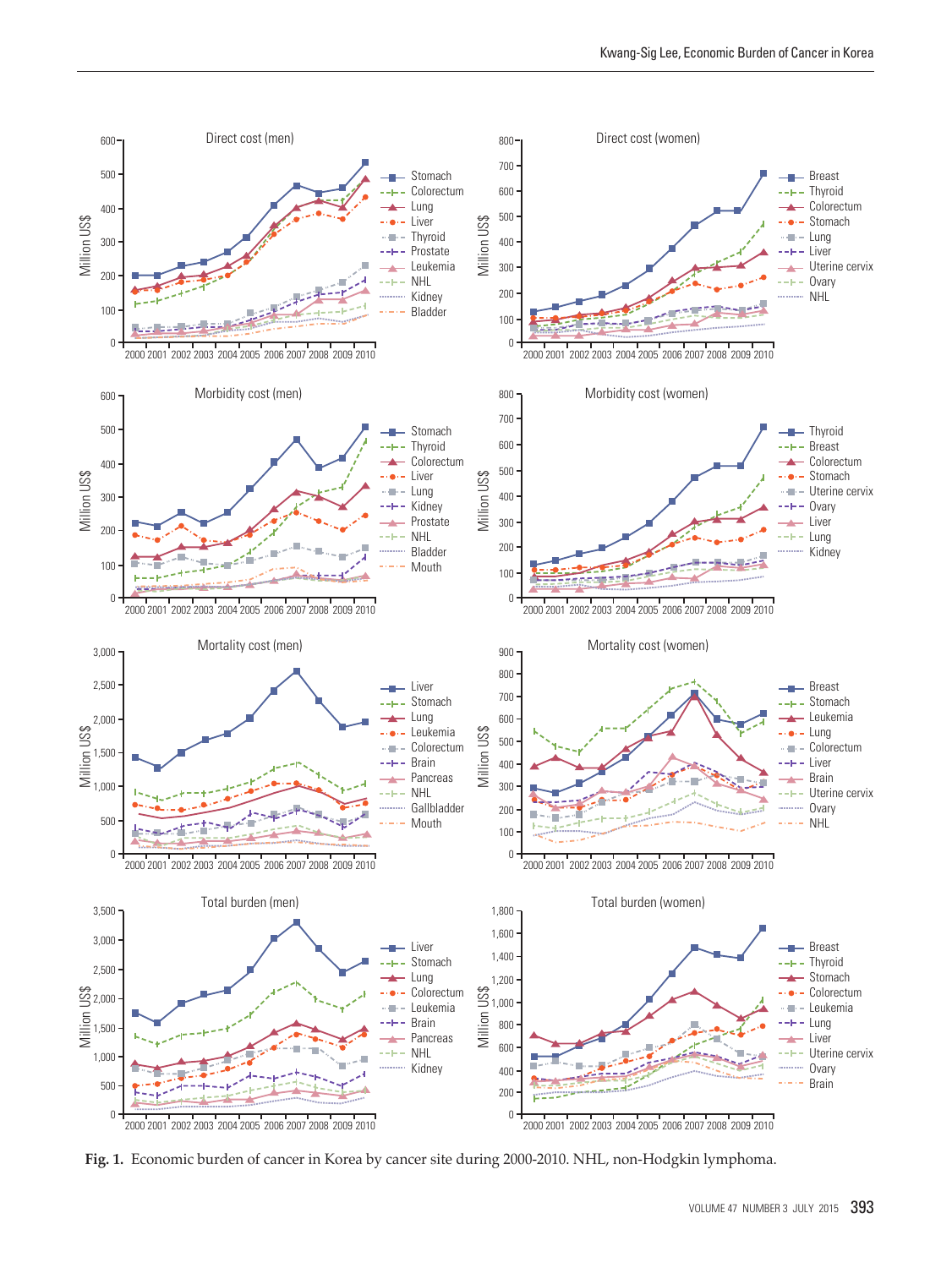**Fig. 1.** Economic burden of cancer in Korea by cancer site during 2000-2010. NHL, non-Hodgkin lymphoma.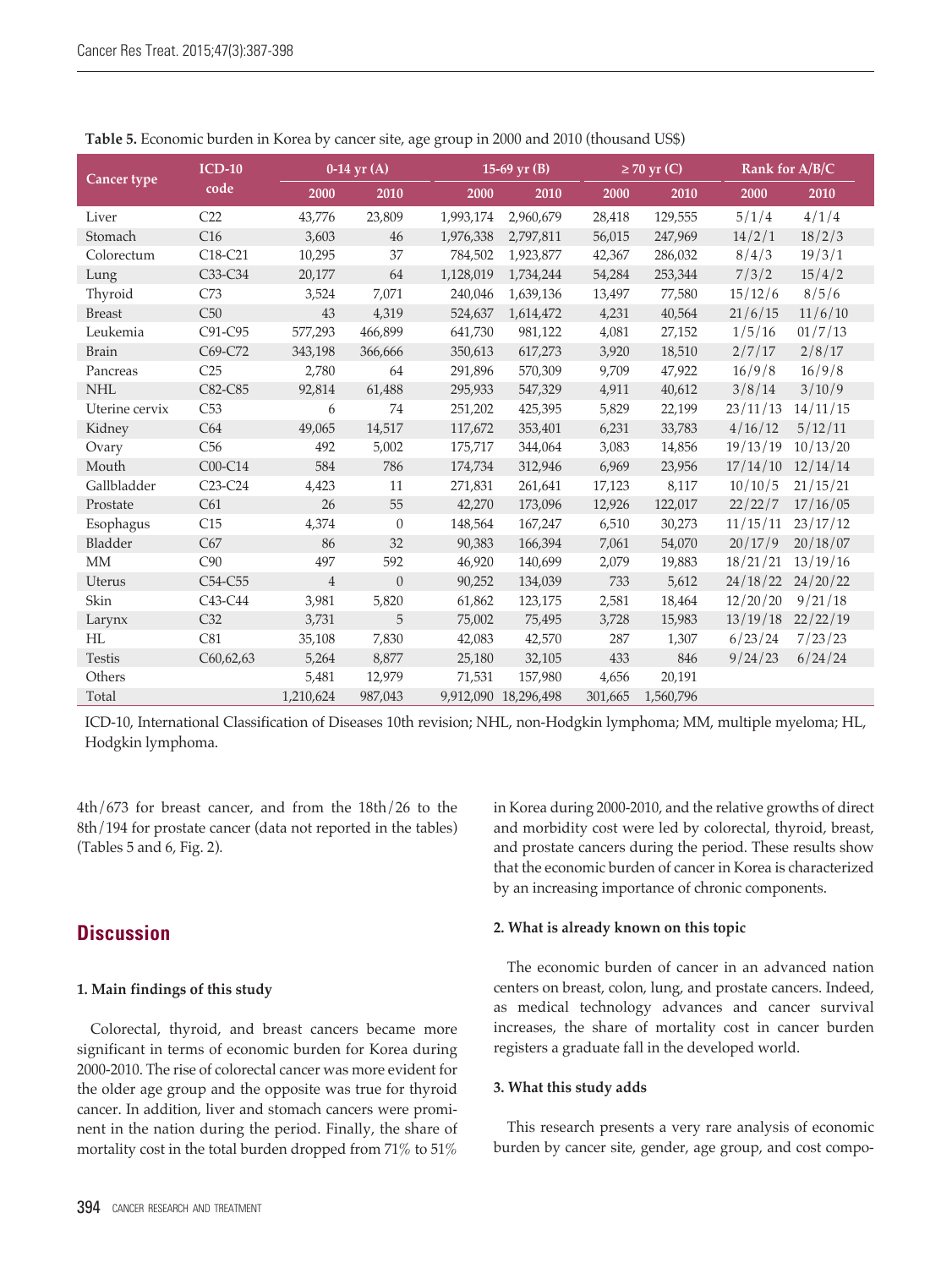**Table 5.** Economic burden in Korea by cancer site, age group in 2000 and 2010 (thousand US$)

| Cancer type | ICD-10 code | 0-14 yr (A) | | 15-69 yr (B) | | ≥ 70 yr (C) | | Rank for A/B/C | |
|---|---|---|---|---|---|---|---|---|---|
| | | 2000 | 2010 | 2000 | 2010 | 2000 | 2010 | 2000 | 2010 |
| Liver | C22 | 43,776 | 23,809 | 1,993,174 | 2,960,679 | 28,418 | 129,555 | 5/1/4 | 4/1/4 |
| Stomach | C16 | 3,603 | 46 | 1,976,338 | 2,797,811 | 56,015 | 247,969 | 14/2/1 | 18/2/3 |
| Colorectum | C18-C21 | 10,295 | 37 | 784,502 | 1,923,877 | 42,367 | 286,032 | 8/4/3 | 19/3/1 |
| Lung | C33-C34 | 20,177 | 64 | 1,128,019 | 1,734,244 | 54,284 | 253,344 | 7/3/2 | 15/4/2 |
| Thyroid | C73 | 3,524 | 7,071 | 240,046 | 1,639,136 | 13,497 | 77,580 | 15/12/6 | 8/5/6 |
| Breast | C50 | 43 | 4,319 | 524,637 | 1,614,472 | 4,231 | 40,564 | 21/6/15 | 11/6/10 |
| Leukemia | C91-C95 | 577,293 | 466,899 | 641,730 | 981,122 | 4,081 | 27,152 | 1/5/16 | 01/7/13 |
| Brain | C69-C72 | 343,198 | 366,666 | 350,613 | 617,273 | 3,920 | 18,510 | 2/7/17 | 2/8/17 |
| Pancreas | C25 | 2,780 | 64 | 291,896 | 570,309 | 9,709 | 47,922 | 16/9/8 | 16/9/8 |
| NHL | C82-C85 | 92,814 | 61,488 | 295,933 | 547,329 | 4,911 | 40,612 | 3/8/14 | 3/10/9 |
| Uterine cervix | C53 | 6 | 74 | 251,202 | 425,395 | 5,829 | 22,199 | 23/11/13 | 14/11/15 |
| Kidney | C64 | 49,065 | 14,517 | 117,672 | 353,401 | 6,231 | 33,783 | 4/16/12 | 5/12/11 |
| Ovary | C56 | 492 | 5,002 | 175,717 | 344,064 | 3,083 | 14,856 | 19/13/19 | 10/13/20 |
| Mouth | C00-C14 | 584 | 786 | 174,734 | 312,946 | 6,969 | 23,956 | 17/14/10 | 12/14/14 |
| Gallbladder | C23-C24 | 4,423 | 11 | 271,831 | 261,641 | 17,123 | 8,117 | 10/10/5 | 21/15/21 |
| Prostate | C61 | 26 | 55 | 42,270 | 173,096 | 12,926 | 122,017 | 22/22/7 | 17/16/05 |
| Esophagus | C15 | 4,374 | 0 | 148,564 | 167,247 | 6,510 | 30,273 | 11/15/11 | 23/17/12 |
| Bladder | C67 | 86 | 32 | 90,383 | 166,394 | 7,061 | 54,070 | 20/17/9 | 20/18/07 |
| MM | C90 | 497 | 592 | 46,920 | 140,699 | 2,079 | 19,883 | 18/21/21 | 13/19/16 |
| Uterus | C54-C55 | 4 | 0 | 90,252 | 134,039 | 733 | 5,612 | 24/18/22 | 24/20/22 |
| Skin | C43-C44 | 3,981 | 5,820 | 61,862 | 123,175 | 2,581 | 18,464 | 12/20/20 | 9/21/18 |
| Larynx | C32 | 3,731 | 5 | 75,002 | 75,495 | 3,728 | 15,983 | 13/19/18 | 22/22/19 |
| HL | C81 | 35,108 | 7,830 | 42,083 | 42,570 | 287 | 1,307 | 6/23/24 | 7/23/23 |
| Testis | C60,62,63 | 5,264 | 8,877 | 25,180 | 32,105 | 433 | 846 | 9/24/23 | 6/24/24 |
| Others | | 5,481 | 12,979 | 71,531 | 157,980 | 4,656 | 20,191 | | |
| Total | | 1,210,624 | 987,043 | 9,912,090 | 18,296,498 | 301,665 | 1,560,796 | | |

ICD-10, International Classification of Diseases 10th revision; NHL, non-Hodgkin lymphoma; MM, multiple myeloma; HL, Hodgkin lymphoma.

4th/673 for breast cancer, and from the 18th/26 to the 8th/194 for prostate cancer (data not reported in the tables) (Tables 5 and 6, Fig. 2).

## Discussion

### 1. Main findings of this study

Colorectal, thyroid, and breast cancers became more significant in terms of economic burden for Korea during 2000-2010. The rise of colorectal cancer was more evident for the older age group and the opposite was true for thyroid cancer. In addition, liver and stomach cancers were prominent in the nation during the period. Finally, the share of mortality cost in the total burden dropped from 71% to 51% in Korea during 2000-2010, and the relative growths of direct and morbidity cost were led by colorectal, thyroid, breast, and prostate cancers during the period. These results show that the economic burden of cancer in Korea is characterized by an increasing importance of chronic components.

### 2. What is already known on this topic

The economic burden of cancer in an advanced nation centers on breast, colon, lung, and prostate cancers. Indeed, as medical technology advances and cancer survival increases, the share of mortality cost in cancer burden registers a graduate fall in the developed world.

### 3. What this study adds

This research presents a very rare analysis of economic burden by cancer site, gender, age group, and cost compo-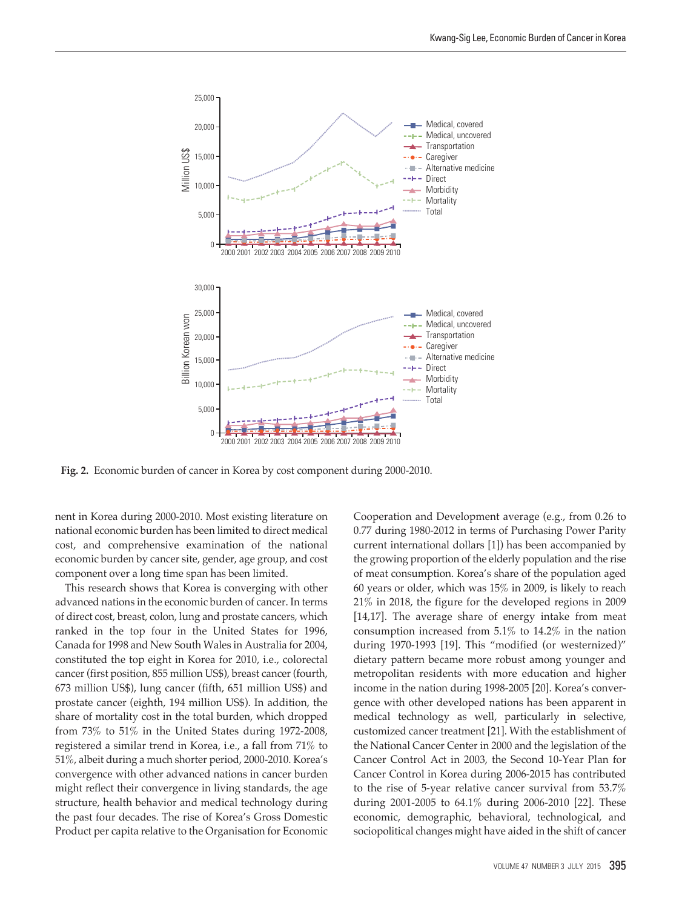Fig. 2. Economic burden of cancer in Korea by cost component during 2000-2010.

nent in Korea during 2000-2010. Most existing literature on national economic burden has been limited to direct medical cost, and comprehensive examination of the national economic burden by cancer site, gender, age group, and cost component over a long time span has been limited.

This research shows that Korea is converging with other advanced nations in the economic burden of cancer. In terms of direct cost, breast, colon, lung and prostate cancers, which ranked in the top four in the United States for 1996, Canada for 1998 and New South Wales in Australia for 2004, constituted the top eight in Korea for 2010, i.e., colorectal cancer (first position, 855 million US$), breast cancer (fourth, 673 million US$), lung cancer (fifth, 651 million US$) and prostate cancer (eighth, 194 million US$). In addition, the share of mortality cost in the total burden, which dropped from 73% to 51% in the United States during 1972-2008, registered a similar trend in Korea, i.e., a fall from 71% to 51%, albeit during a much shorter period, 2000-2010. Korea's convergence with other advanced nations in cancer burden might reflect their convergence in living standards, the age structure, health behavior and medical technology during the past four decades. The rise of Korea's Gross Domestic Product per capita relative to the Organisation for Economic Cooperation and Development average (e.g., from 0.26 to 0.77 during 1980-2012 in terms of Purchasing Power Parity current international dollars [1]) has been accompanied by the growing proportion of the elderly population and the rise of meat consumption. Korea's share of the population aged 60 years or older, which was 15% in 2009, is likely to reach 21% in 2018, the figure for the developed regions in 2009 [14,17]. The average share of energy intake from meat consumption increased from 5.1% to 14.2% in the nation during 1970-1993 [19]. This "modified (or westernized)" dietary pattern became more robust among younger and metropolitan residents with more education and higher income in the nation during 1998-2005 [20]. Korea's convergence with other developed nations has been apparent in medical technology as well, particularly in selective, customized cancer treatment [21]. With the establishment of the National Cancer Center in 2000 and the legislation of the Cancer Control Act in 2003, the Second 10-Year Plan for Cancer Control in Korea during 2006-2015 has contributed to the rise of 5-year relative cancer survival from 53.7% during 2001-2005 to 64.1% during 2006-2010 [22]. These economic, demographic, behavioral, technological, and sociopolitical changes might have aided in the shift of cancer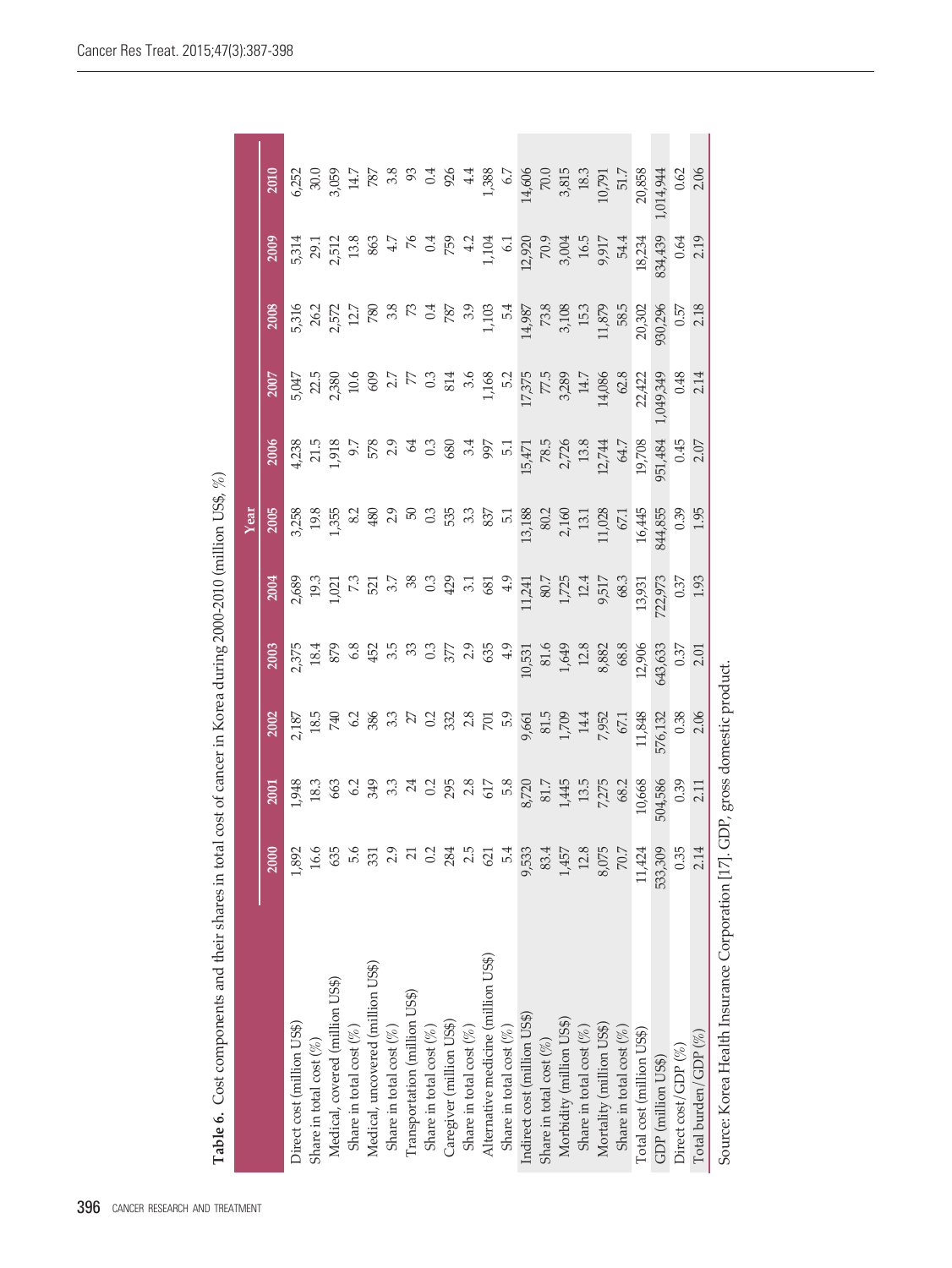**Table 6.** Cost components and their shares in total cost of cancer in Korea during 2000-2010 (million US$, %)

| | Year | | | | | | | | | | |
|---|---|---|---|---|---|---|---|---|---|---|---|
| | 2000 | 2001 | 2002 | 2003 | 2004 | 2005 | 2006 | 2007 | 2008 | 2009 | 2010 |
| Direct cost (million US$) | 1,892 | 1,948 | 2,187 | 2,375 | 2,689 | 3,258 | 4,238 | 5,047 | 5,316 | 5,314 | 6,252 |
| Share in total cost (%) | 16.6 | 18.3 | 18.5 | 18.4 | 19.3 | 19.8 | 21.5 | 22.5 | 26.2 | 29.1 | 30.0 |
| Medical, covered (million US$) | 635 | 663 | 740 | 879 | 1,021 | 1,355 | 1,918 | 2,380 | 2,572 | 2,512 | 3,059 |
| Share in total cost (%) | 5.6 | 6.2 | 6.2 | 6.8 | 7.3 | 8.2 | 9.7 | 10.6 | 12.7 | 13.8 | 14.7 |
| Medical, uncovered (million US$) | 331 | 349 | 386 | 452 | 521 | 480 | 578 | 609 | 780 | 863 | 787 |
| Share in total cost (%) | 2.9 | 3.3 | 3.3 | 3.5 | 3.7 | 2.9 | 2.9 | 2.7 | 3.8 | 4.7 | 3.8 |
| Transportation (million US$) | 21 | 24 | 27 | 33 | 38 | 50 | 64 | 77 | 73 | 76 | 93 |
| Share in total cost (%) | 0.2 | 0.2 | 0.2 | 0.3 | 0.3 | 0.3 | 0.3 | 0.3 | 0.4 | 0.4 | 0.4 |
| Caregiver (million US$) | 284 | 295 | 332 | 377 | 429 | 535 | 680 | 814 | 787 | 759 | 926 |
| Share in total cost (%) | 2.5 | 2.8 | 2.8 | 2.9 | 3.1 | 3.3 | 3.4 | 3.6 | 3.9 | 4.2 | 4.4 |
| Alternative medicine (million US$) | 621 | 617 | 701 | 635 | 681 | 837 | 997 | 1,168 | 1,103 | 1,104 | 1,388 |
| Share in total cost (%) | 5.4 | 5.8 | 5.9 | 4.9 | 4.9 | 5.1 | 5.1 | 5.2 | 5.4 | 6.1 | 6.7 |
| Indirect cost (million US$) | 9,533 | 8,720 | 9,661 | 10,531 | 11,241 | 13,188 | 15,471 | 17,375 | 14,987 | 12,920 | 14,606 |
| Share in total cost (%) | 83.4 | 81.7 | 81.5 | 81.6 | 80.7 | 80.2 | 78.5 | 77.5 | 73.8 | 70.9 | 70.0 |
| Morbidity (million US$) | 1,457 | 1,445 | 1,709 | 1,649 | 1,725 | 2,160 | 2,726 | 3,289 | 3,108 | 3,004 | 3,815 |
| Share in total cost (%) | 12.8 | 13.5 | 14.4 | 12.8 | 12.4 | 13.1 | 13.8 | 14.7 | 15.3 | 16.5 | 18.3 |
| Mortality (million US$) | 8,075 | 7,275 | 7,952 | 8,882 | 9,517 | 11,028 | 12,744 | 14,086 | 11,879 | 9,917 | 10,791 |
| Share in total cost (%) | 70.7 | 68.2 | 67.1 | 68.8 | 68.3 | 67.1 | 64.7 | 62.8 | 58.5 | 54.4 | 51.7 |
| Total cost (million US$) | 11,424 | 10,668 | 11,848 | 12,906 | 13,931 | 16,445 | 19,708 | 22,422 | 20,302 | 18,234 | 20,858 |
| GDP (million US$) | 533,309 | 504,586 | 576,132 | 643,633 | 722,973 | 844,855 | 951,484 | 1,049,349 | 930,296 | 834,439 | 1,014,944 |
| Direct cost/GDP (%) | 0.35 | 0.39 | 0.38 | 0.37 | 0.37 | 0.39 | 0.45 | 0.48 | 0.57 | 0.64 | 0.62 |
| Total burden/GDP (%) | 2.14 | 2.11 | 2.06 | 2.01 | 1.93 | 1.95 | 2.07 | 2.14 | 2.18 | 2.19 | 2.06 |

Source: Korea Health Insurance Corporation [17]. GDP, gross domestic product.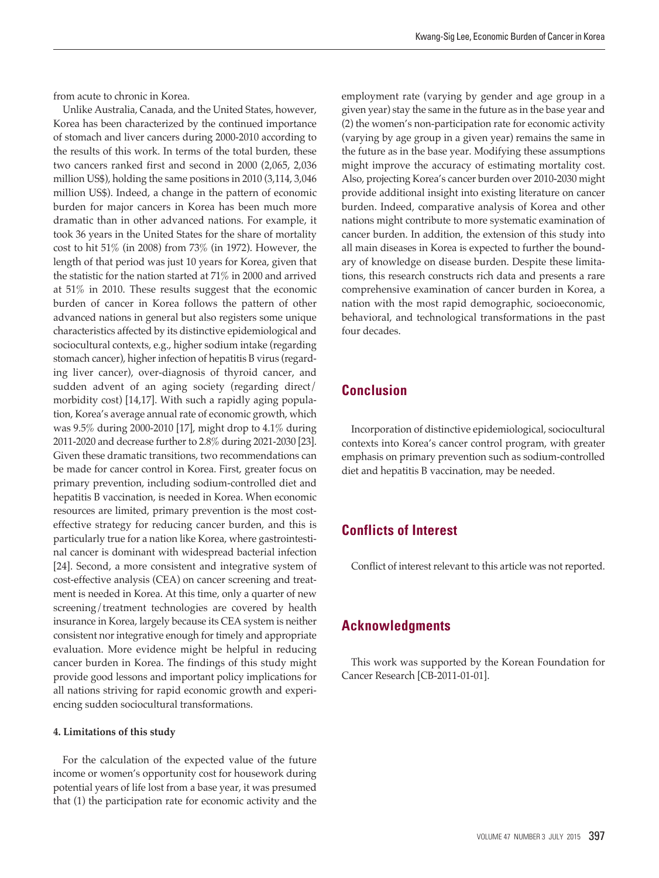from acute to chronic in Korea.

Unlike Australia, Canada, and the United States, however, Korea has been characterized by the continued importance of stomach and liver cancers during 2000-2010 according to the results of this work. In terms of the total burden, these two cancers ranked first and second in 2000 (2,065, 2,036 million US$), holding the same positions in 2010 (3,114, 3,046 million US$). Indeed, a change in the pattern of economic burden for major cancers in Korea has been much more dramatic than in other advanced nations. For example, it took 36 years in the United States for the share of mortality cost to hit 51% (in 2008) from 73% (in 1972). However, the length of that period was just 10 years for Korea, given that the statistic for the nation started at 71% in 2000 and arrived at 51% in 2010. These results suggest that the economic burden of cancer in Korea follows the pattern of other advanced nations in general but also registers some unique characteristics affected by its distinctive epidemiological and sociocultural contexts, e.g., higher sodium intake (regarding stomach cancer), higher infection of hepatitis B virus (regarding liver cancer), over-diagnosis of thyroid cancer, and sudden advent of an aging society (regarding direct/morbidity cost) [14,17]. With such a rapidly aging population, Korea's average annual rate of economic growth, which was 9.5% during 2000-2010 [17], might drop to 4.1% during 2011-2020 and decrease further to 2.8% during 2021-2030 [23]. Given these dramatic transitions, two recommendations can be made for cancer control in Korea. First, greater focus on primary prevention, including sodium-controlled diet and hepatitis B vaccination, is needed in Korea. When economic resources are limited, primary prevention is the most cost-effective strategy for reducing cancer burden, and this is particularly true for a nation like Korea, where gastrointestinal cancer is dominant with widespread bacterial infection [24]. Second, a more consistent and integrative system of cost-effective analysis (CEA) on cancer screening and treatment is needed in Korea. At this time, only a quarter of new screening/treatment technologies are covered by health insurance in Korea, largely because its CEA system is neither consistent nor integrative enough for timely and appropriate evaluation. More evidence might be helpful in reducing cancer burden in Korea. The findings of this study might provide good lessons and important policy implications for all nations striving for rapid economic growth and experiencing sudden sociocultural transformations.

#### 4. Limitations of this study

For the calculation of the expected value of the future income or women's opportunity cost for housework during potential years of life lost from a base year, it was presumed that (1) the participation rate for economic activity and the employment rate (varying by gender and age group in a given year) stay the same in the future as in the base year and (2) the women's non-participation rate for economic activity (varying by age group in a given year) remains the same in the future as in the base year. Modifying these assumptions might improve the accuracy of estimating mortality cost. Also, projecting Korea's cancer burden over 2010-2030 might provide additional insight into existing literature on cancer burden. Indeed, comparative analysis of Korea and other nations might contribute to more systematic examination of cancer burden. In addition, the extension of this study into all main diseases in Korea is expected to further the boundary of knowledge on disease burden. Despite these limitations, this research constructs rich data and presents a rare comprehensive examination of cancer burden in Korea, a nation with the most rapid demographic, socioeconomic, behavioral, and technological transformations in the past four decades.

## Conclusion

Incorporation of distinctive epidemiological, sociocultural contexts into Korea's cancer control program, with greater emphasis on primary prevention such as sodium-controlled diet and hepatitis B vaccination, may be needed.

## Conflicts of Interest

Conflict of interest relevant to this article was not reported.

## Acknowledgments

This work was supported by the Korean Foundation for Cancer Research [CB-2011-01-01].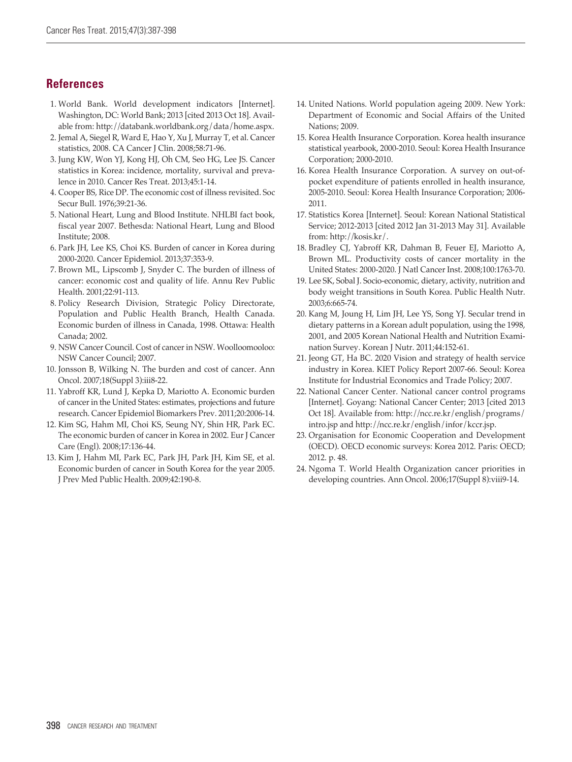## References

1. World Bank. World development indicators [Internet]. Washington, DC: World Bank; 2013 [cited 2013 Oct 18]. Available from: http://databank.worldbank.org/data/home.aspx.
2. Jemal A, Siegel R, Ward E, Hao Y, Xu J, Murray T, et al. Cancer statistics, 2008. CA Cancer J Clin. 2008;58:71-96.
3. Jung KW, Won YJ, Kong HJ, Oh CM, Seo HG, Lee JS. Cancer statistics in Korea: incidence, mortality, survival and prevalence in 2010. Cancer Res Treat. 2013;45:1-14.
4. Cooper BS, Rice DP. The economic cost of illness revisited. Soc Secur Bull. 1976;39:21-36.
5. National Heart, Lung and Blood Institute. NHLBI fact book, fiscal year 2007. Bethesda: National Heart, Lung and Blood Institute; 2008.
6. Park JH, Lee KS, Choi KS. Burden of cancer in Korea during 2000-2020. Cancer Epidemiol. 2013;37:353-9.
7. Brown ML, Lipscomb J, Snyder C. The burden of illness of cancer: economic cost and quality of life. Annu Rev Public Health. 2001;22:91-113.
8. Policy Research Division, Strategic Policy Directorate, Population and Public Health Branch, Health Canada. Economic burden of illness in Canada, 1998. Ottawa: Health Canada; 2002.
9. NSW Cancer Council. Cost of cancer in NSW. Woolloomooloo: NSW Cancer Council; 2007.
10. Jonsson B, Wilking N. The burden and cost of cancer. Ann Oncol. 2007;18(Suppl 3):iii8-22.
11. Yabroff KR, Lund J, Kepka D, Mariotto A. Economic burden of cancer in the United States: estimates, projections and future research. Cancer Epidemiol Biomarkers Prev. 2011;20:2006-14.
12. Kim SG, Hahm MI, Choi KS, Seung NY, Shin HR, Park EC. The economic burden of cancer in Korea in 2002. Eur J Cancer Care (Engl). 2008;17:136-44.
13. Kim J, Hahm MI, Park EC, Park JH, Park JH, Kim SE, et al. Economic burden of cancer in South Korea for the year 2005. J Prev Med Public Health. 2009;42:190-8.
14. United Nations. World population ageing 2009. New York: Department of Economic and Social Affairs of the United Nations; 2009.
15. Korea Health Insurance Corporation. Korea health insurance statistical yearbook, 2000-2010. Seoul: Korea Health Insurance Corporation; 2000-2010.
16. Korea Health Insurance Corporation. A survey on out-of-pocket expenditure of patients enrolled in health insurance, 2005-2010. Seoul: Korea Health Insurance Corporation; 2006-2011.
17. Statistics Korea [Internet]. Seoul: Korean National Statistical Service; 2012-2013 [cited 2012 Jan 31-2013 May 31]. Available from: http://kosis.kr/.
18. Bradley CJ, Yabroff KR, Dahman B, Feuer EJ, Mariotto A, Brown ML. Productivity costs of cancer mortality in the United States: 2000-2020. J Natl Cancer Inst. 2008;100:1763-70.
19. Lee SK, Sobal J. Socio-economic, dietary, activity, nutrition and body weight transitions in South Korea. Public Health Nutr. 2003;6:665-74.
20. Kang M, Joung H, Lim JH, Lee YS, Song YJ. Secular trend in dietary patterns in a Korean adult population, using the 1998, 2001, and 2005 Korean National Health and Nutrition Examination Survey. Korean J Nutr. 2011;44:152-61.
21. Jeong GT, Ha BC. 2020 Vision and strategy of health service industry in Korea. KIET Policy Report 2007-66. Seoul: Korea Institute for Industrial Economics and Trade Policy; 2007.
22. National Cancer Center. National cancer control programs [Internet]. Goyang: National Cancer Center; 2013 [cited 2013 Oct 18]. Available from: http://ncc.re.kr/english/programs/intro.jsp and http://ncc.re.kr/english/infor/kccr.jsp.
23. Organisation for Economic Cooperation and Development (OECD). OECD economic surveys: Korea 2012. Paris: OECD; 2012. p. 48.
24. Ngoma T. World Health Organization cancer priorities in developing countries. Ann Oncol. 2006;17(Suppl 8):viii9-14.